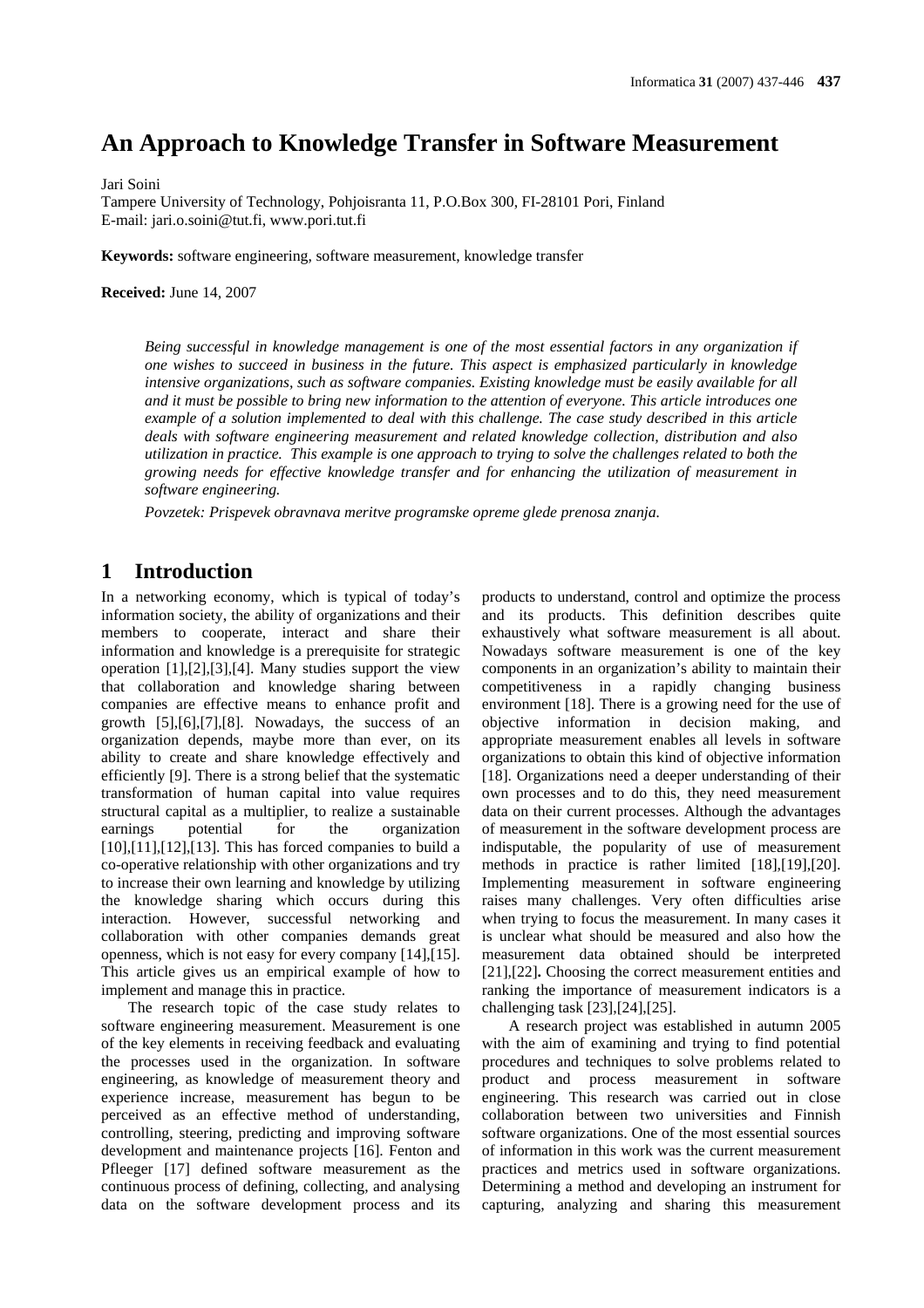# An Approach to Knowledge Transfer in Software Measurement

Jari Soini

Tampere University of Technology, Pohjoisranta 11, P.O.Box 300, FI-28101 Pori, Finland

E-mail: jari.o.soini@tut.fi, www.pori.tut.fi

**Keywords:** software engineering, software measurement, knowledge transfer

**Received:** June 14, 2007

*Being successful in knowledge management is one of the most essential factors in any organization if one wishes to succeed in business in the future. This aspect is emphasized particularly in knowledge intensive organizations, such as software companies. Existing knowledge must be easily available for all and it must be possible to bring new information to the attention of everyone. This article introduces one example of a solution implemented to deal with this challenge. The case study described in this article deals with software engineering measurement and related knowledge collection, distribution and also utilization in practice. This example is one approach to trying to solve the challenges related to both the growing needs for effective knowledge transfer and for enhancing the utilization of measurement in software engineering.*

*Povzetek: Prispevek obravnava meritve programske opreme glede prenosa znanja.*

## 1 Introduction

In a networking economy, which is typical of today's information society, the ability of organizations and their members to cooperate, interact and share their information and knowledge is a prerequisite for strategic operation [1],[2],[3],[4]. Many studies support the view that collaboration and knowledge sharing between companies are effective means to enhance profit and growth [5],[6],[7],[8]. Nowadays, the success of an organization depends, maybe more than ever, on its ability to create and share knowledge effectively and efficiently [9]. There is a strong belief that the systematic transformation of human capital into value requires structural capital as a multiplier, to realize a sustainable earnings potential for the organization [10],[11],[12],[13]. This has forced companies to build a co-operative relationship with other organizations and try to increase their own learning and knowledge by utilizing the knowledge sharing which occurs during this interaction. However, successful networking and collaboration with other companies demands great openness, which is not easy for every company [14],[15]. This article gives us an empirical example of how to implement and manage this in practice.

The research topic of the case study relates to software engineering measurement. Measurement is one of the key elements in receiving feedback and evaluating the processes used in the organization. In software engineering, as knowledge of measurement theory and experience increase, measurement has begun to be perceived as an effective method of understanding, controlling, steering, predicting and improving software development and maintenance projects [16]. Fenton and Pfleeger [17] defined software measurement as the continuous process of defining, collecting, and analysing data on the software development process and its products to understand, control and optimize the process and its products. This definition describes quite exhaustively what software measurement is all about. Nowadays software measurement is one of the key components in an organization's ability to maintain their competitiveness in a rapidly changing business environment [18]. There is a growing need for the use of objective information in decision making, and appropriate measurement enables all levels in software organizations to obtain this kind of objective information [18]. Organizations need a deeper understanding of their own processes and to do this, they need measurement data on their current processes. Although the advantages of measurement in the software development process are indisputable, the popularity of use of measurement methods in practice is rather limited [18],[19],[20]. Implementing measurement in software engineering raises many challenges. Very often difficulties arise when trying to focus the measurement. In many cases it is unclear what should be measured and also how the measurement data obtained should be interpreted [21],[22]**.** Choosing the correct measurement entities and ranking the importance of measurement indicators is a challenging task [23],[24],[25].

A research project was established in autumn 2005 with the aim of examining and trying to find potential procedures and techniques to solve problems related to product and process measurement in software engineering. This research was carried out in close collaboration between two universities and Finnish software organizations. One of the most essential sources of information in this work was the current measurement practices and metrics used in software organizations. Determining a method and developing an instrument for capturing, analyzing and sharing this measurement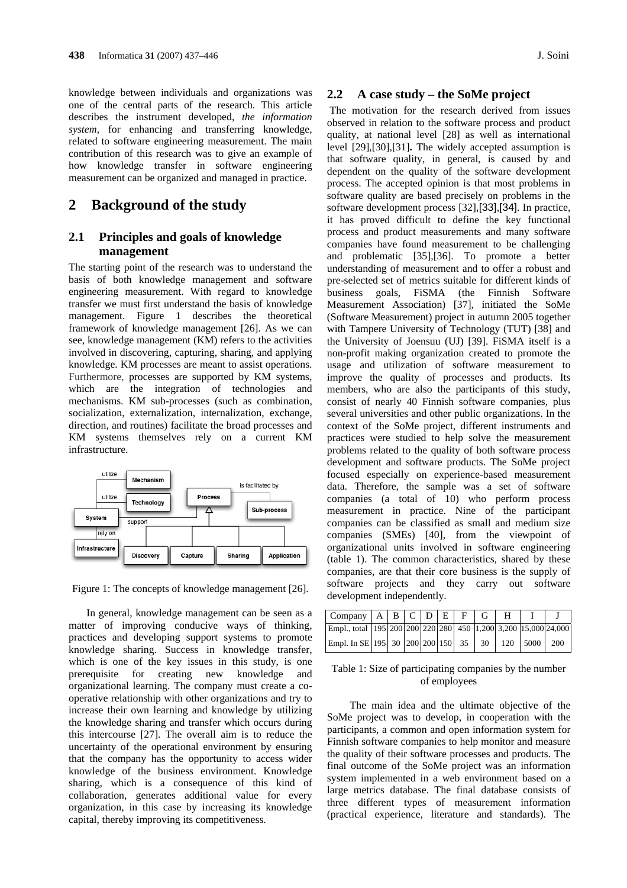knowledge between individuals and organizations was one of the central parts of the research. This article describes the instrument developed, *the information system*, for enhancing and transferring knowledge, related to software engineering measurement. The main contribution of this research was to give an example of how knowledge transfer in software engineering measurement can be organized and managed in practice.

# 2 Background of the study

## 2.1 Principles and goals of knowledge management

The starting point of the research was to understand the basis of both knowledge management and software engineering measurement. With regard to knowledge transfer we must first understand the basis of knowledge management. Figure 1 describes the theoretical framework of knowledge management [26]. As we can see, knowledge management (KM) refers to the activities involved in discovering, capturing, sharing, and applying knowledge. KM processes are meant to assist operations. Furthermore, processes are supported by KM systems, which are the integration of technologies and mechanisms. KM sub-processes (such as combination, socialization, externalization, internalization, exchange, direction, and routines) facilitate the broad processes and KM systems themselves rely on a current KM infrastructure.

Figure 1: The concepts of knowledge management [26].

In general, knowledge management can be seen as a matter of improving conducive ways of thinking, practices and developing support systems to promote knowledge sharing. Success in knowledge transfer, which is one of the key issues in this study, is one prerequisite for creating new knowledge and organizational learning. The company must create a co-operative relationship with other organizations and try to increase their own learning and knowledge by utilizing the knowledge sharing and transfer which occurs during this intercourse [27]. The overall aim is to reduce the uncertainty of the operational environment by ensuring that the company has the opportunity to access wider knowledge of the business environment. Knowledge sharing, which is a consequence of this kind of collaboration, generates additional value for every organization, in this case by increasing its knowledge capital, thereby improving its competitiveness.

## 2.2 A case study – the SoMe project

The motivation for the research derived from issues observed in relation to the software process and product quality, at national level [28] as well as international level [29],[30],[31]**.** The widely accepted assumption is that software quality, in general, is caused by and dependent on the quality of the software development process. The accepted opinion is that most problems in software quality are based precisely on problems in the software development process [32],[33],[34]. In practice, it has proved difficult to define the key functional process and product measurements and many software companies have found measurement to be challenging and problematic [35],[36]. To promote a better understanding of measurement and to offer a robust and pre-selected set of metrics suitable for different kinds of business goals, FiSMA (the Finnish Software Measurement Association) [37], initiated the SoMe (Software Measurement) project in autumn 2005 together with Tampere University of Technology (TUT) [38] and the University of Joensuu (UJ) [39]. FiSMA itself is a non-profit making organization created to promote the usage and utilization of software measurement to improve the quality of processes and products. Its members, who are also the participants of this study, consist of nearly 40 Finnish software companies, plus several universities and other public organizations. In the context of the SoMe project, different instruments and practices were studied to help solve the measurement problems related to the quality of both software process development and software products. The SoMe project focused especially on experience-based measurement data. Therefore, the sample was a set of software companies (a total of 10) who perform process measurement in practice. Nine of the participant companies can be classified as small and medium size companies (SMEs) [40], from the viewpoint of organizational units involved in software engineering (table 1). The common characteristics, shared by these companies, are that their core business is the supply of software projects and they carry out software development independently.

| Company | A | B | C | D | E | F | G | H | I | J |
|---|---|---|---|---|---|---|---|---|---|---|
| Empl., total | 195 | 200 | 200 | 220 | 280 | 450 | 1,200 | 3,200 | 15,000 | 24,000 |
| Empl. In SE | 195 | 30 | 200 | 200 | 150 | 35 | 30 | 120 | 5000 | 200 |

Table 1: Size of participating companies by the number of employees

The main idea and the ultimate objective of the SoMe project was to develop, in cooperation with the participants, a common and open information system for Finnish software companies to help monitor and measure the quality of their software processes and products. The final outcome of the SoMe project was an information system implemented in a web environment based on a large metrics database. The final database consists of three different types of measurement information (practical experience, literature and standards). The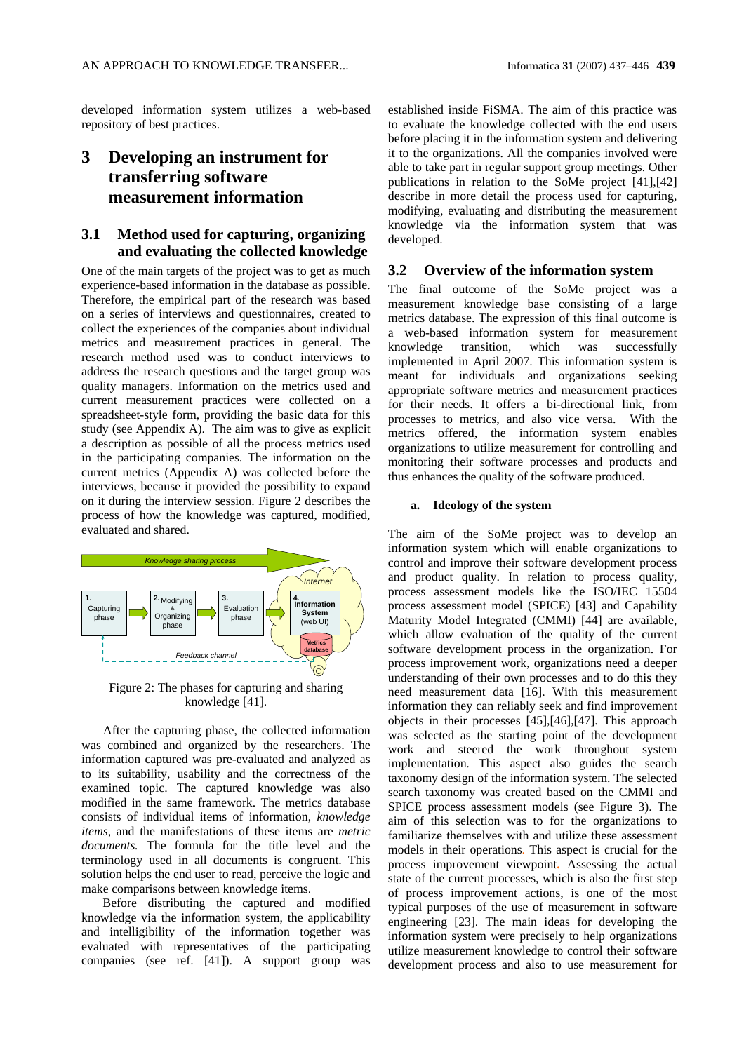developed information system utilizes a web-based repository of best practices.

# 3 Developing an instrument for transferring software measurement information

## 3.1 Method used for capturing, organizing and evaluating the collected knowledge

One of the main targets of the project was to get as much experience-based information in the database as possible. Therefore, the empirical part of the research was based on a series of interviews and questionnaires, created to collect the experiences of the companies about individual metrics and measurement practices in general. The research method used was to conduct interviews to address the research questions and the target group was quality managers. Information on the metrics used and current measurement practices were collected on a spreadsheet-style form, providing the basic data for this study (see Appendix A). The aim was to give as explicit a description as possible of all the process metrics used in the participating companies. The information on the current metrics (Appendix A) was collected before the interviews, because it provided the possibility to expand on it during the interview session. Figure 2 describes the process of how the knowledge was captured, modified, evaluated and shared.

Figure 2: The phases for capturing and sharing knowledge [41].

After the capturing phase, the collected information was combined and organized by the researchers. The information captured was pre-evaluated and analyzed as to its suitability, usability and the correctness of the examined topic. The captured knowledge was also modified in the same framework. The metrics database consists of individual items of information, *knowledge items,* and the manifestations of these items are *metric documents.* The formula for the title level and the terminology used in all documents is congruent. This solution helps the end user to read, perceive the logic and make comparisons between knowledge items.

Before distributing the captured and modified knowledge via the information system, the applicability and intelligibility of the information together was evaluated with representatives of the participating companies (see ref. [41]). A support group was established inside FiSMA. The aim of this practice was to evaluate the knowledge collected with the end users before placing it in the information system and delivering it to the organizations. All the companies involved were able to take part in regular support group meetings. Other publications in relation to the SoMe project [41],[42] describe in more detail the process used for capturing, modifying, evaluating and distributing the measurement knowledge via the information system that was developed.

## 3.2 Overview of the information system

The final outcome of the SoMe project was a measurement knowledge base consisting of a large metrics database. The expression of this final outcome is a web-based information system for measurement knowledge transition, which was successfully implemented in April 2007. This information system is meant for individuals and organizations seeking appropriate software metrics and measurement practices for their needs. It offers a bi-directional link, from processes to metrics, and also vice versa. With the metrics offered, the information system enables organizations to utilize measurement for controlling and monitoring their software processes and products and thus enhances the quality of the software produced.

### a. Ideology of the system

The aim of the SoMe project was to develop an information system which will enable organizations to control and improve their software development process and product quality. In relation to process quality, process assessment models like the ISO/IEC 15504 process assessment model (SPICE) [43] and Capability Maturity Model Integrated (CMMI) [44] are available, which allow evaluation of the quality of the current software development process in the organization. For process improvement work, organizations need a deeper understanding of their own processes and to do this they need measurement data [16]. With this measurement information they can reliably seek and find improvement objects in their processes [45],[46],[47]. This approach was selected as the starting point of the development work and steered the work throughout system implementation. This aspect also guides the search taxonomy design of the information system. The selected search taxonomy was created based on the CMMI and SPICE process assessment models (see Figure 3). The aim of this selection was to for the organizations to familiarize themselves with and utilize these assessment models in their operations. This aspect is crucial for the process improvement viewpoint. Assessing the actual state of the current processes, which is also the first step of process improvement actions, is one of the most typical purposes of the use of measurement in software engineering [23]. The main ideas for developing the information system were precisely to help organizations utilize measurement knowledge to control their software development process and also to use measurement for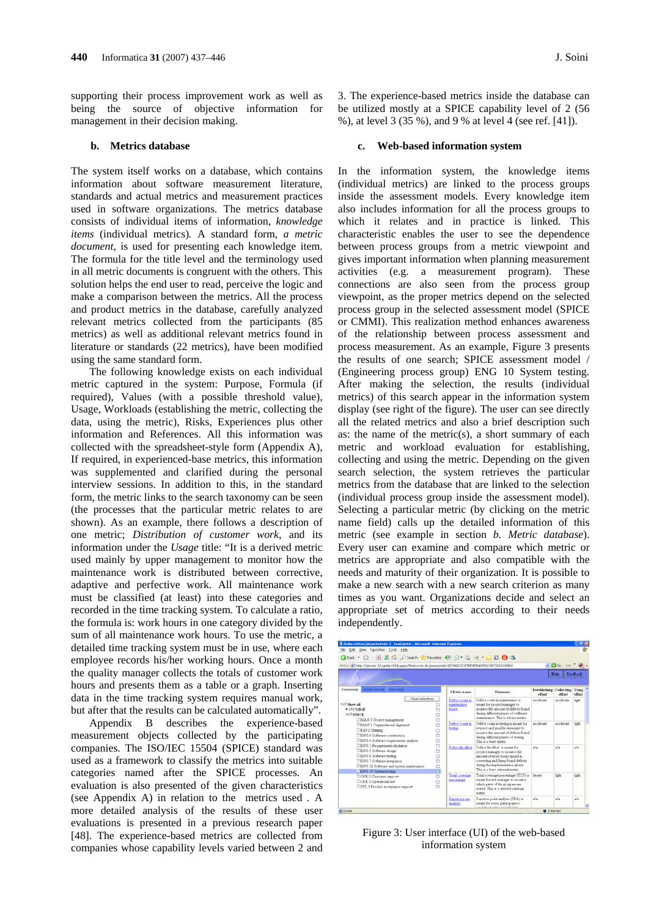supporting their process improvement work as well as being the source of objective information for management in their decision making.

### b. Metrics database

The system itself works on a database, which contains information about software measurement literature, standards and actual metrics and measurement practices used in software organizations. The metrics database consists of individual items of information, *knowledge items* (individual metrics). A standard form, *a metric document*, is used for presenting each knowledge item. The formula for the title level and the terminology used in all metric documents is congruent with the others. This solution helps the end user to read, perceive the logic and make a comparison between the metrics. All the process and product metrics in the database, carefully analyzed relevant metrics collected from the participants (85 metrics) as well as additional relevant metrics found in literature or standards (22 metrics), have been modified using the same standard form.

The following knowledge exists on each individual metric captured in the system: Purpose, Formula (if required), Values (with a possible threshold value), Usage, Workloads (establishing the metric, collecting the data, using the metric), Risks, Experiences plus other information and References. All this information was collected with the spreadsheet-style form (Appendix A), If required, in experienced-base metrics, this information was supplemented and clarified during the personal interview sessions. In addition to this, in the standard form, the metric links to the search taxonomy can be seen (the processes that the particular metric relates to are shown). As an example, there follows a description of one metric; *Distribution of customer work*, and its information under the *Usage* title: "It is a derived metric used mainly by upper management to monitor how the maintenance work is distributed between corrective, adaptive and perfective work. All maintenance work must be classified (at least) into these categories and recorded in the time tracking system. To calculate a ratio, the formula is: work hours in one category divided by the sum of all maintenance work hours. To use the metric, a detailed time tracking system must be in use, where each employee records his/her working hours. Once a month the quality manager collects the totals of customer work hours and presents them as a table or a graph. Inserting data in the time tracking system requires manual work, but after that the results can be calculated automatically".

Appendix B describes the experience-based measurement objects collected by the participating companies. The ISO/IEC 15504 (SPICE) standard was used as a framework to classify the metrics into suitable categories named after the SPICE processes. An evaluation is also presented of the given characteristics (see Appendix A) in relation to the metrics used . A more detailed analysis of the results of these user evaluations is presented in a previous research paper [48]. The experience-based metrics are collected from companies whose capability levels varied between 2 and 3. The experience-based metrics inside the database can be utilized mostly at a SPICE capability level of 2 (56 %), at level 3 (35 %), and 9 % at level 4 (see ref. [41]).

### c. Web-based information system

In the information system, the knowledge items (individual metrics) are linked to the process groups inside the assessment models. Every knowledge item also includes information for all the process groups to which it relates and in practice is linked. This characteristic enables the user to see the dependence between process groups from a metric viewpoint and gives important information when planning measurement activities (e.g. a measurement program). These connections are also seen from the process group viewpoint, as the proper metrics depend on the selected process group in the selected assessment model (SPICE or CMMI). This realization method enhances awareness of the relationship between process assessment and process measurement. As an example, Figure 3 presents the results of one search; SPICE assessment model / (Engineering process group) ENG 10 System testing. After making the selection, the results (individual metrics) of this search appear in the information system display (see right of the figure). The user can see directly all the related metrics and also a brief description such as: the name of the metric(s), a short summary of each metric and workload evaluation for establishing, collecting and using the metric. Depending on the given search selection, the system retrieves the particular metrics from the database that are linked to the selection (individual process group inside the assessment model). Selecting a particular metric (by clicking on the metric name field) calls up the detailed information of this metric (see example in section *b. Metric database*). Every user can examine and compare which metric or metrics are appropriate and also compatible with the needs and maturity of their organization. It is possible to make a new search with a new search criterion as many times as you want. Organizations decide and select an appropriate set of metrics according to their needs independently.

Figure 3: User interface (UI) of the web-based information system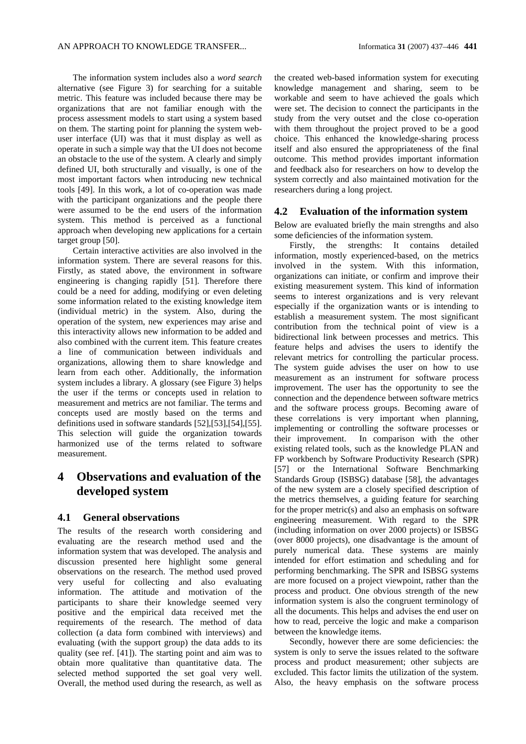The information system includes also a *word search* alternative (see Figure 3) for searching for a suitable metric. This feature was included because there may be organizations that are not familiar enough with the process assessment models to start using a system based on them. The starting point for planning the system web-user interface (UI) was that it must display as well as operate in such a simple way that the UI does not become an obstacle to the use of the system. A clearly and simply defined UI, both structurally and visually, is one of the most important factors when introducing new technical tools [49]. In this work, a lot of co-operation was made with the participant organizations and the people there were assumed to be the end users of the information system. This method is perceived as a functional approach when developing new applications for a certain target group [50].

Certain interactive activities are also involved in the information system. There are several reasons for this. Firstly, as stated above, the environment in software engineering is changing rapidly [51]. Therefore there could be a need for adding, modifying or even deleting some information related to the existing knowledge item (individual metric) in the system. Also, during the operation of the system, new experiences may arise and this interactivity allows new information to be added and also combined with the current item. This feature creates a line of communication between individuals and organizations, allowing them to share knowledge and learn from each other. Additionally, the information system includes a library. A glossary (see Figure 3) helps the user if the terms or concepts used in relation to measurement and metrics are not familiar. The terms and concepts used are mostly based on the terms and definitions used in software standards [52],[53],[54],[55]. This selection will guide the organization towards harmonized use of the terms related to software measurement.

# 4 Observations and evaluation of the developed system

## 4.1 General observations

The results of the research worth considering and evaluating are the research method used and the information system that was developed. The analysis and discussion presented here highlight some general observations on the research. The method used proved very useful for collecting and also evaluating information. The attitude and motivation of the participants to share their knowledge seemed very positive and the empirical data received met the requirements of the research. The method of data collection (a data form combined with interviews) and evaluating (with the support group) the data adds to its quality (see ref. [41]). The starting point and aim was to obtain more qualitative than quantitative data. The selected method supported the set goal very well. Overall, the method used during the research, as well as the created web-based information system for executing knowledge management and sharing, seem to be workable and seem to have achieved the goals which were set. The decision to connect the participants in the study from the very outset and the close co-operation with them throughout the project proved to be a good choice. This enhanced the knowledge-sharing process itself and also ensured the appropriateness of the final outcome. This method provides important information and feedback also for researchers on how to develop the system correctly and also maintained motivation for the researchers during a long project.

## 4.2 Evaluation of the information system

Below are evaluated briefly the main strengths and also some deficiencies of the information system.

Firstly, the strengths: It contains detailed information, mostly experienced-based, on the metrics involved in the system. With this information, organizations can initiate, or confirm and improve their existing measurement system. This kind of information seems to interest organizations and is very relevant especially if the organization wants or is intending to establish a measurement system. The most significant contribution from the technical point of view is a bidirectional link between processes and metrics. This feature helps and advises the users to identify the relevant metrics for controlling the particular process. The system guide advises the user on how to use measurement as an instrument for software process improvement. The user has the opportunity to see the connection and the dependence between software metrics and the software process groups. Becoming aware of these correlations is very important when planning, implementing or controlling the software processes or their improvement. In comparison with the other existing related tools, such as the knowledge PLAN and FP workbench by Software Productivity Research (SPR) [57] or the International Software Benchmarking Standards Group (ISBSG) database [58], the advantages of the new system are a closely specified description of the metrics themselves, a guiding feature for searching for the proper metric(s) and also an emphasis on software engineering measurement. With regard to the SPR (including information on over 2000 projects) or ISBSG (over 8000 projects), one disadvantage is the amount of purely numerical data. These systems are mainly intended for effort estimation and scheduling and for performing benchmarking. The SPR and ISBSG systems are more focused on a project viewpoint, rather than the process and product. One obvious strength of the new information system is also the congruent terminology of all the documents. This helps and advises the end user on how to read, perceive the logic and make a comparison between the knowledge items.

Secondly, however there are some deficiencies: the system is only to serve the issues related to the software process and product measurement; other subjects are excluded. This factor limits the utilization of the system. Also, the heavy emphasis on the software process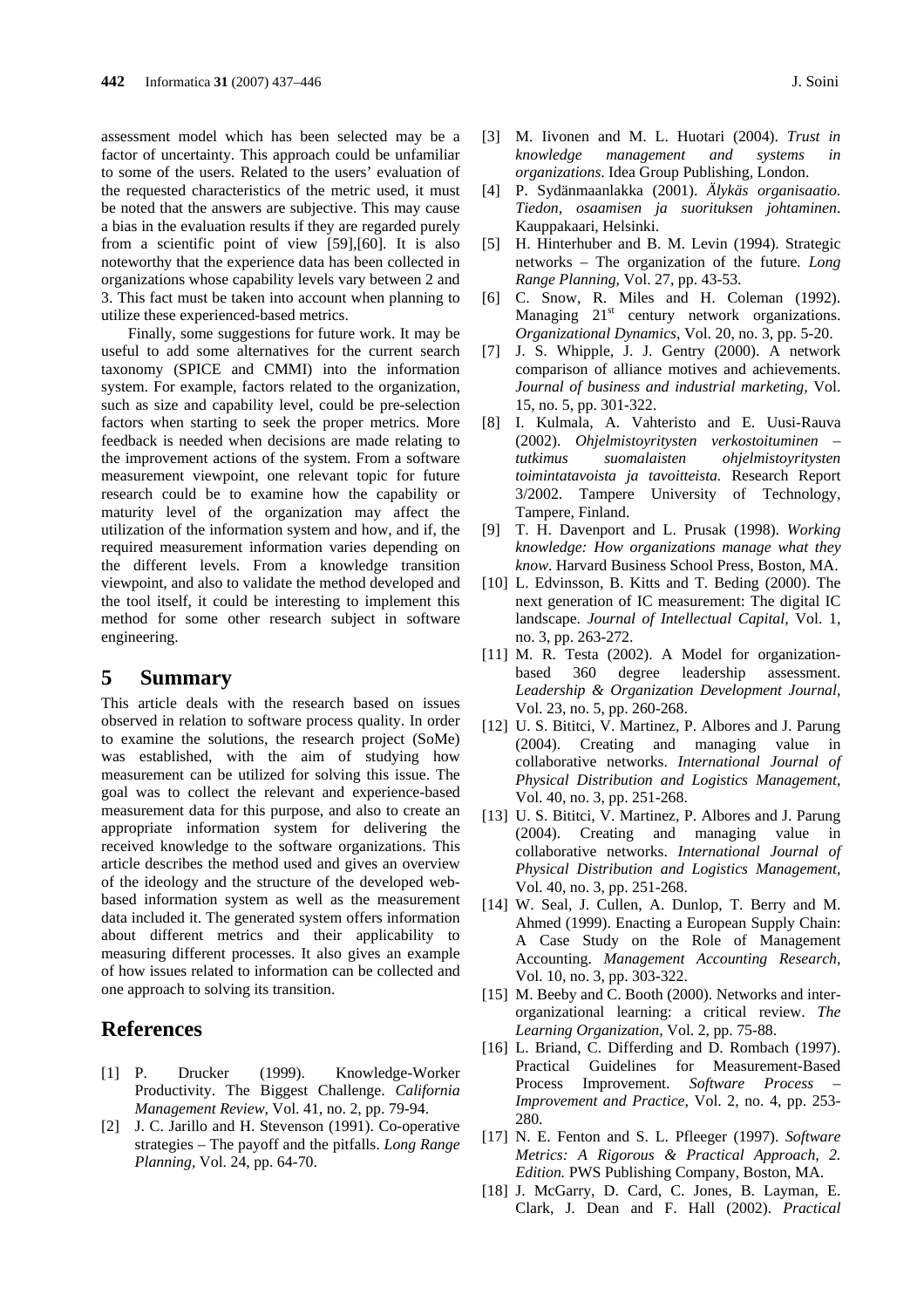assessment model which has been selected may be a factor of uncertainty. This approach could be unfamiliar to some of the users. Related to the users' evaluation of the requested characteristics of the metric used, it must be noted that the answers are subjective. This may cause a bias in the evaluation results if they are regarded purely from a scientific point of view [59],[60]. It is also noteworthy that the experience data has been collected in organizations whose capability levels vary between 2 and 3. This fact must be taken into account when planning to utilize these experienced-based metrics.

Finally, some suggestions for future work. It may be useful to add some alternatives for the current search taxonomy (SPICE and CMMI) into the information system. For example, factors related to the organization, such as size and capability level, could be pre-selection factors when starting to seek the proper metrics. More feedback is needed when decisions are made relating to the improvement actions of the system. From a software measurement viewpoint, one relevant topic for future research could be to examine how the capability or maturity level of the organization may affect the utilization of the information system and how, and if, the required measurement information varies depending on the different levels. From a knowledge transition viewpoint, and also to validate the method developed and the tool itself, it could be interesting to implement this method for some other research subject in software engineering.

## 5 Summary

This article deals with the research based on issues observed in relation to software process quality. In order to examine the solutions, the research project (SoMe) was established, with the aim of studying how measurement can be utilized for solving this issue. The goal was to collect the relevant and experience-based measurement data for this purpose, and also to create an appropriate information system for delivering the received knowledge to the software organizations. This article describes the method used and gives an overview of the ideology and the structure of the developed web-based information system as well as the measurement data included it. The generated system offers information about different metrics and their applicability to measuring different processes. It also gives an example of how issues related to information can be collected and one approach to solving its transition.

## References

[1] P. Drucker (1999). Knowledge-Worker Productivity. The Biggest Challenge. *California Management Review*, Vol. 41, no. 2, pp. 79-94.

[2] J. C. Jarillo and H. Stevenson (1991). Co-operative strategies – The payoff and the pitfalls. *Long Range Planning*, Vol. 24, pp. 64-70.

[3] M. Iivonen and M. L. Huotari (2004). *Trust in knowledge management and systems in organizations*. Idea Group Publishing, London.

[4] P. Sydänmaanlakka (2001). *Älykäs organisaatio. Tiedon, osaamisen ja suorituksen johtaminen*. Kauppakaari, Helsinki.

[5] H. Hinterhuber and B. M. Levin (1994). Strategic networks – The organization of the future. *Long Range Planning*, Vol. 27, pp. 43-53.

[6] C. Snow, R. Miles and H. Coleman (1992). Managing 21st century network organizations. *Organizational Dynamics*, Vol. 20, no. 3, pp. 5-20.

[7] J. S. Whipple, J. J. Gentry (2000). A network comparison of alliance motives and achievements. *Journal of business and industrial marketing*, Vol. 15, no. 5, pp. 301-322.

[8] I. Kulmala, A. Vahteristo and E. Uusi-Rauva (2002). *Ohjelmistoyritysten verkostoituminen – tutkimus suomalaisten ohjelmistoyritysten toimintatavoista ja tavoitteista.* Research Report 3/2002. Tampere University of Technology, Tampere, Finland.

[9] T. H. Davenport and L. Prusak (1998). *Working knowledge: How organizations manage what they know*. Harvard Business School Press, Boston, MA.

[10] L. Edvinsson, B. Kitts and T. Beding (2000). The next generation of IC measurement: The digital IC landscape. *Journal of Intellectual Capital*, Vol. 1, no. 3, pp. 263-272.

[11] M. R. Testa (2002). A Model for organization-based 360 degree leadership assessment. *Leadership & Organization Development Journal*, Vol. 23, no. 5, pp. 260-268.

[12] U. S. Bititci, V. Martinez, P. Albores and J. Parung (2004). Creating and managing value in collaborative networks. *International Journal of Physical Distribution and Logistics Management*, Vol. 40, no. 3, pp. 251-268.

[13] U. S. Bititci, V. Martinez, P. Albores and J. Parung (2004). Creating and managing value in collaborative networks. *International Journal of Physical Distribution and Logistics Management*, Vol. 40, no. 3, pp. 251-268.

[14] W. Seal, J. Cullen, A. Dunlop, T. Berry and M. Ahmed (1999). Enacting a European Supply Chain: A Case Study on the Role of Management Accounting. *Management Accounting Research*, Vol. 10, no. 3, pp. 303-322.

[15] M. Beeby and C. Booth (2000). Networks and inter-organizational learning: a critical review. *The Learning Organization*, Vol. 2, pp. 75-88.

[16] L. Briand, C. Differding and D. Rombach (1997). Practical Guidelines for Measurement-Based Process Improvement. *Software Process – Improvement and Practice*, Vol. 2, no. 4, pp. 253-280.

[17] N. E. Fenton and S. L. Pfleeger (1997). *Software Metrics: A Rigorous & Practical Approach, 2. Edition.* PWS Publishing Company, Boston, MA.

[18] J. McGarry, D. Card, C. Jones, B. Layman, E. Clark, J. Dean and F. Hall (2002). *Practical*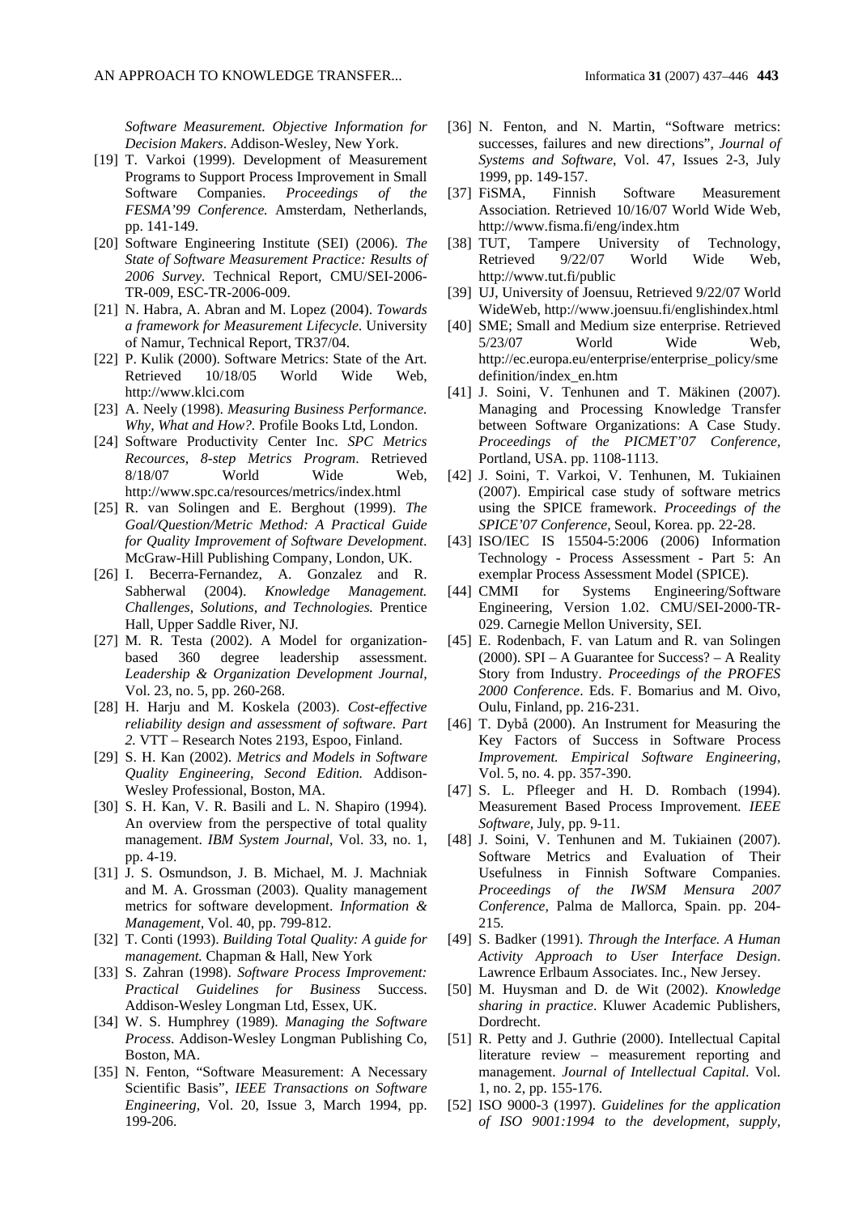*Software Measurement. Objective Information for Decision Makers*. Addison-Wesley, New York.

[19] T. Varkoi (1999). Development of Measurement Programs to Support Process Improvement in Small Software Companies. *Proceedings of the FESMA'99 Conference.* Amsterdam, Netherlands, pp. 141-149.

[20] Software Engineering Institute (SEI) (2006). *The State of Software Measurement Practice: Results of 2006 Survey.* Technical Report, CMU/SEI-2006-TR-009, ESC-TR-2006-009.

[21] N. Habra, A. Abran and M. Lopez (2004). *Towards a framework for Measurement Lifecycle*. University of Namur, Technical Report, TR37/04.

[22] P. Kulik (2000). Software Metrics: State of the Art. Retrieved 10/18/05 World Wide Web, http://www.klci.com

[23] A. Neely (1998). *Measuring Business Performance. Why, What and How?.* Profile Books Ltd, London.

[24] Software Productivity Center Inc. *SPC Metrics Recources, 8-step Metrics Program*. Retrieved 8/18/07 World Wide Web, http://www.spc.ca/resources/metrics/index.html

[25] R. van Solingen and E. Berghout (1999). *The Goal/Question/Metric Method: A Practical Guide for Quality Improvement of Software Development*. McGraw-Hill Publishing Company, London, UK.

[26] I. Becerra-Fernandez, A. Gonzalez and R. Sabherwal (2004). *Knowledge Management. Challenges, Solutions, and Technologies.* Prentice Hall, Upper Saddle River, NJ.

[27] M. R. Testa (2002). A Model for organization-based 360 degree leadership assessment. *Leadership & Organization Development Journal*, Vol. 23, no. 5, pp. 260-268.

[28] H. Harju and M. Koskela (2003). *Cost-effective reliability design and assessment of software. Part 2.* VTT – Research Notes 2193, Espoo, Finland.

[29] S. H. Kan (2002). *Metrics and Models in Software Quality Engineering, Second Edition.* Addison-Wesley Professional, Boston, MA.

[30] S. H. Kan, V. R. Basili and L. N. Shapiro (1994). An overview from the perspective of total quality management. *IBM System Journal*, Vol. 33, no. 1, pp. 4-19.

[31] J. S. Osmundson, J. B. Michael, M. J. Machniak and M. A. Grossman (2003). Quality management metrics for software development. *Information & Management*, Vol. 40, pp. 799-812.

[32] T. Conti (1993). *Building Total Quality: A guide for management.* Chapman & Hall, New York

[33] S. Zahran (1998). *Software Process Improvement: Practical Guidelines for Business* Success. Addison-Wesley Longman Ltd, Essex, UK.

[34] W. S. Humphrey (1989). *Managing the Software Process*. Addison-Wesley Longman Publishing Co, Boston, MA.

[35] N. Fenton, "Software Measurement: A Necessary Scientific Basis", *IEEE Transactions on Software Engineering*, Vol. 20, Issue 3, March 1994, pp. 199-206.

[36] N. Fenton, and N. Martin, "Software metrics: successes, failures and new directions", *Journal of Systems and Software*, Vol. 47, Issues 2-3, July 1999, pp. 149-157.

[37] FiSMA, Finnish Software Measurement Association. Retrieved 10/16/07 World Wide Web, http://www.fisma.fi/eng/index.htm

[38] TUT, Tampere University of Technology, Retrieved 9/22/07 World Wide Web, http://www.tut.fi/public

[39] UJ, University of Joensuu, Retrieved 9/22/07 World WideWeb, http://www.joensuu.fi/englishindex.html

[40] SME; Small and Medium size enterprise. Retrieved 5/23/07 World Wide Web, http://ec.europa.eu/enterprise/enterprise_policy/sme definition/index_en.htm

[41] J. Soini, V. Tenhunen and T. Mäkinen (2007). Managing and Processing Knowledge Transfer between Software Organizations: A Case Study. *Proceedings of the PICMET'07 Conference,* Portland, USA. pp. 1108-1113.

[42] J. Soini, T. Varkoi, V. Tenhunen, M. Tukiainen (2007). Empirical case study of software metrics using the SPICE framework. *Proceedings of the SPICE'07 Conference,* Seoul, Korea. pp. 22-28.

[43] ISO/IEC IS 15504-5:2006 (2006) Information Technology - Process Assessment - Part 5: An exemplar Process Assessment Model (SPICE).

[44] CMMI for Systems Engineering/Software Engineering, Version 1.02. CMU/SEI-2000-TR-029. Carnegie Mellon University, SEI.

[45] E. Rodenbach, F. van Latum and R. van Solingen (2000). SPI – A Guarantee for Success? – A Reality Story from Industry. *Proceedings of the PROFES 2000 Conference*. Eds. F. Bomarius and M. Oivo, Oulu, Finland, pp. 216-231.

[46] T. Dybå (2000). An Instrument for Measuring the Key Factors of Success in Software Process *Improvement. Empirical Software Engineering*, Vol. 5, no. 4. pp. 357-390.

[47] S. L. Pfleeger and H. D. Rombach (1994). Measurement Based Process Improvement*. IEEE Software*, July, pp. 9-11.

[48] J. Soini, V. Tenhunen and M. Tukiainen (2007). Software Metrics and Evaluation of Their Usefulness in Finnish Software Companies. *Proceedings of the IWSM Mensura 2007 Conference,* Palma de Mallorca, Spain. pp. 204-215.

[49] S. Badker (1991). *Through the Interface. A Human Activity Approach to User Interface Design*. Lawrence Erlbaum Associates. Inc., New Jersey.

[50] M. Huysman and D. de Wit (2002). *Knowledge sharing in practice*. Kluwer Academic Publishers, Dordrecht.

[51] R. Petty and J. Guthrie (2000). Intellectual Capital literature review – measurement reporting and management. *Journal of Intellectual Capital*. Vol. 1, no. 2, pp. 155-176.

[52] ISO 9000-3 (1997). *Guidelines for the application of ISO 9001:1994 to the development, supply,*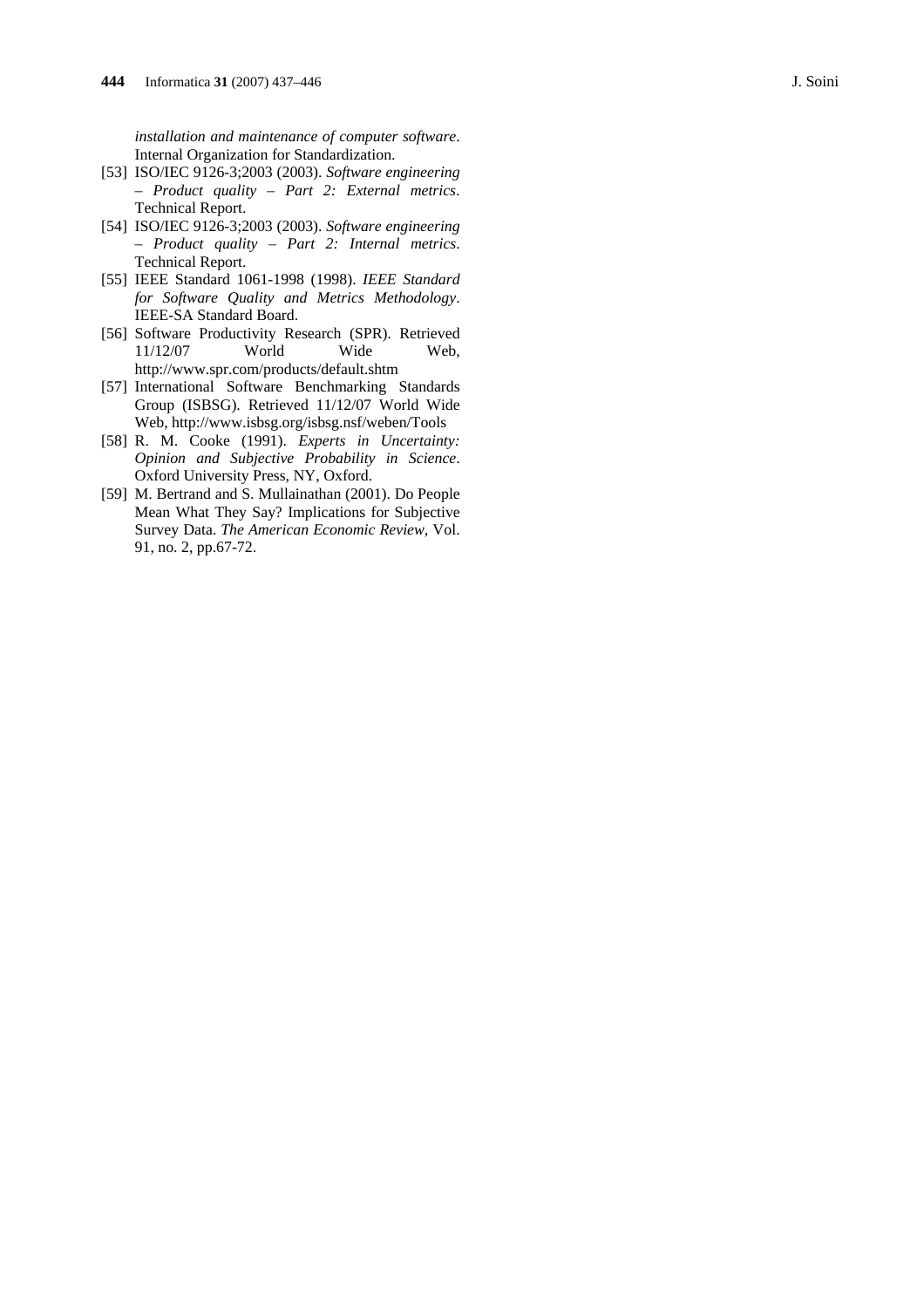*installation and maintenance of computer software*. Internal Organization for Standardization.

[53] ISO/IEC 9126-3;2003 (2003). *Software engineering – Product quality – Part 2: External metrics*. Technical Report.

[54] ISO/IEC 9126-3;2003 (2003). *Software engineering – Product quality – Part 2: Internal metrics*. Technical Report.

[55] IEEE Standard 1061-1998 (1998). *IEEE Standard for Software Quality and Metrics Methodology*. IEEE-SA Standard Board.

[56] Software Productivity Research (SPR). Retrieved 11/12/07 World Wide Web, http://www.spr.com/products/default.shtm

[57] International Software Benchmarking Standards Group (ISBSG). Retrieved 11/12/07 World Wide Web, http://www.isbsg.org/isbsg.nsf/weben/Tools

[58] R. M. Cooke (1991). *Experts in Uncertainty: Opinion and Subjective Probability in Science*. Oxford University Press, NY, Oxford.

[59] M. Bertrand and S. Mullainathan (2001). Do People Mean What They Say? Implications for Subjective Survey Data. *The American Economic Review*, Vol. 91, no. 2, pp.67-72.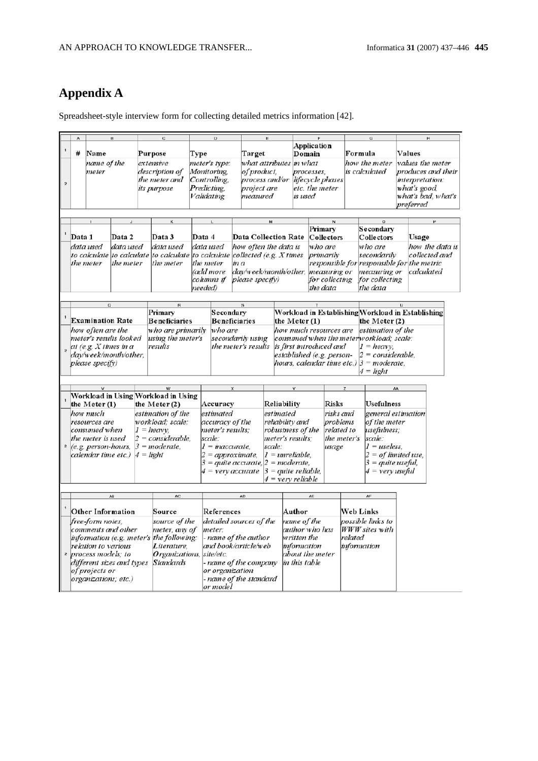# Appendix A

Spreadsheet-style interview form for collecting detailed metrics information [42].

| A | B | C | D | E | F | G | H |
|---|---|---|---|---|---|---|---|
| # | Name | Purpose | Type | Target | Application Domain | Formula | Values |
| | *name of the meter* | *extensive description of the meter and its purpose* | *meter's type: Monitoring, Controlling, Predicting, Validating* | *what attributes of product, process and/or project are measured* | *in what processes, lifecycle phases etc. the meter is used* | *how the meter is calculated* | *values the meter produces and their interpretation: what's good, what's bad, what's preferred* |

| I | J | K | L | M | N | O | P |
|---|---|---|---|---|---|---|---|
| Data 1 | Data 2 | Data 3 | Data 4 | Data Collection Rate | Primary Collectors | Secondary Collectors | Usage |
| *data used to calculate the meter* | *data used to calculate the meter* | *data used to calculate the meter* | *data used to calculate the meter (add more columns if needed)* | *how often the data is collected (e.g. X times in a day/week/month/other, please specify)* | *who are primarily responsible for measuring or for collecting the data* | *who are secondarily responsible for measuring or for collecting the data* | *how the data is collected and the metric calculated* |

| Q | R | S | T | U |
|---|---|---|---|---|
| Examination Rate | Primary Beneficiaries | Secondary Beneficiaries | Workload in Establishing the Meter (1) | Workload in Establishing the Meter (2) |
| *how often are the meter's results looked at (e.g. X times in a day/week/month/other, please specify)* | *who are primarily using the meter's results* | *who are secondarily using the meter's results* | *how much resources are consumed when the meter is first introduced and established (e.g. person-hours, calendar time etc.)* | *estimation of the workload; scale: 1 = heavy, 2 = considerable, 3 = moderate, 4 = light* |

| V | W | X | Y | Z | AA |
|---|---|---|---|---|---|
| Workload in Using the Meter (1) | Workload in Using the Meter (2) | Accuracy | Reliability | Risks | Usefulness |
| *how much resources are consumed when the meter is used (e.g. person-hours, calendar time etc.)* | *estimation of the workload; scale: 1 = heavy, 2 = considerable, 3 = moderate, 4 = light* | *estimated accuracy of the meter's results; scale: 1 = inaccurate, 2 = approximate, 3 = quite accurate, 4 = very accurate* | *estimated reliability and robustness of the meter's results; scale: 1 = unreliable, 2 = moderate, 3 = quite reliable, 4 = very reliable* | *risks and problems related to the meter's usage* | *general estimation of the meter usefulness; scale: 1 = useless, 2 = of limited use, 3 = quite useful, 4 = very useful* |

| AB | AC | AD | AE | AF |
|---|---|---|---|---|
| Other Information | Source | References | Author | Web Links |
| *free-form notes, comments and other information (e.g. meter's relation to various process models; to different sizes and types of projects or organizations; etc.)* | *source of the meter, any of the following: Literature, Organizations, Standards* | *detailed sources of the meter: - name of the author and book/article/web site/etc. - name of the company or organization - name of the standard or model* | *name of the author who has written the information about the meter in this table* | *possible links to WWW sites with related information* |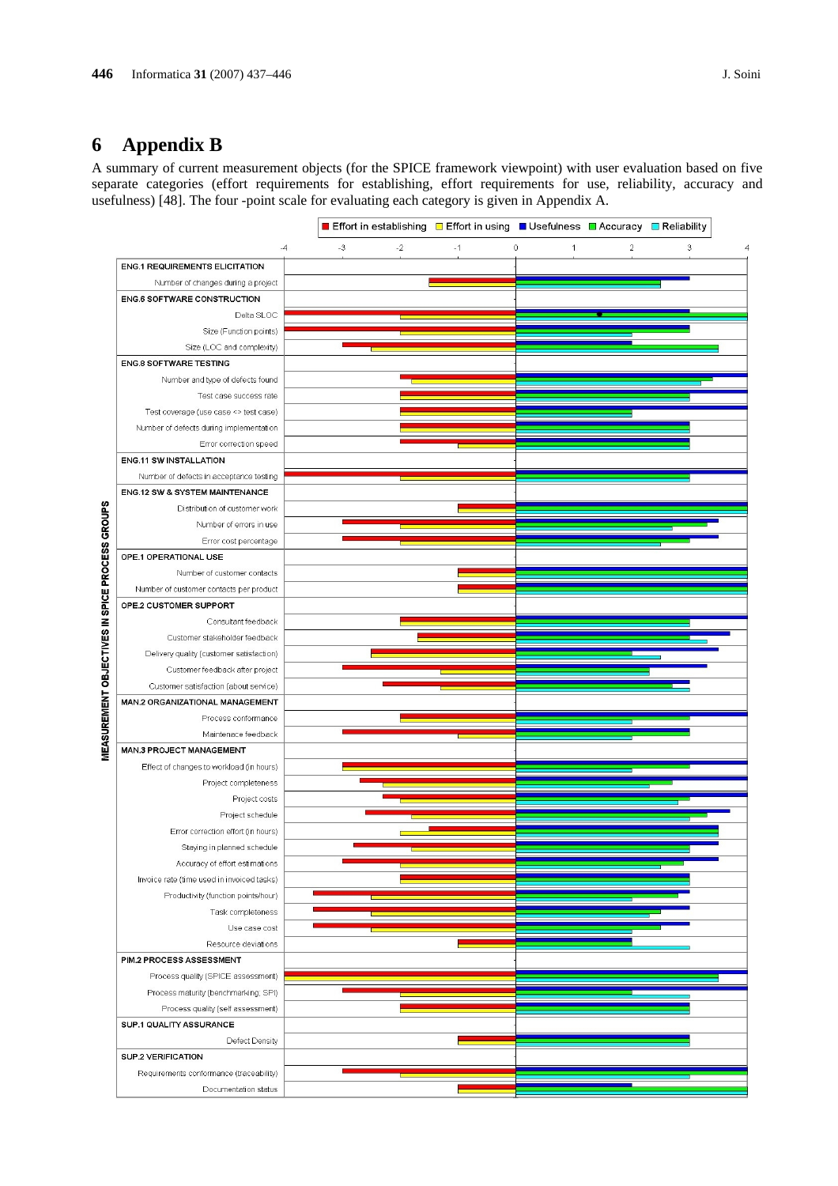## 6 Appendix B

A summary of current measurement objects (for the SPICE framework viewpoint) with user evaluation based on five separate categories (effort requirements for establishing, effort requirements for use, reliability, accuracy and usefulness) [48]. The four -point scale for evaluating each category is given in Appendix A.

Effort in establishing
Effort in using
Usefulness
Accuracy
Reliability

-4 -3 -2 -1 0 1 2 3 4

MEASUREMENT OBJECTIVES IN SPICE PROCESS GROUPS

ENG.1 REQUIREMENTS ELICITATION
Number of changes during a project

ENG.6 SOFTWARE CONSTRUCTION
Delta SLOC
Size (Function points)
Size (LOC and complexity)

ENG.8 SOFTWARE TESTING
Number and type of defects found
Test case success rate
Test coverage (use case <> test case)
Number of defects during implementation
Error correction speed

ENG.11 SW INSTALLATION
Number of defects in acceptance testing

ENG.12 SW & SYSTEM MAINTENANCE
Distribution of customer work
Number of errors in use
Error cost percentage

OPE.1 OPERATIONAL USE
Number of customer contacts
Number of customer contacts per product

OPE.2 CUSTOMER SUPPORT
Consultant feedback
Customer stakeholder feedback
Delivery quality (customer satisfaction)
Customer feedback after project
Customer satisfaction (about service)

MAN.2 ORGANIZATIONAL MANAGEMENT
Process conformance
Maintenace feedback

MAN.3 PROJECT MANAGEMENT
Effect of changes to workload (in hours)
Project completeness
Project costs
Project schedule
Error correction effort (in hours)
Staying in planned schedule
Accuracy of effort estimations
Invoice rate (time used in invoiced tasks)
Productivity (function points/hour)
Task completeness
Use case cost
Resource deviations

PIM.2 PROCESS ASSESSMENT
Process quality (SPICE assessment)
Process maturity (benchmarking, SPI)
Process quality (self assessment)

SUP.1 QUALITY ASSURANCE
Defect Density

SUP.2 VERIFICATION
Requirements conformance (traceability)
Documentation status